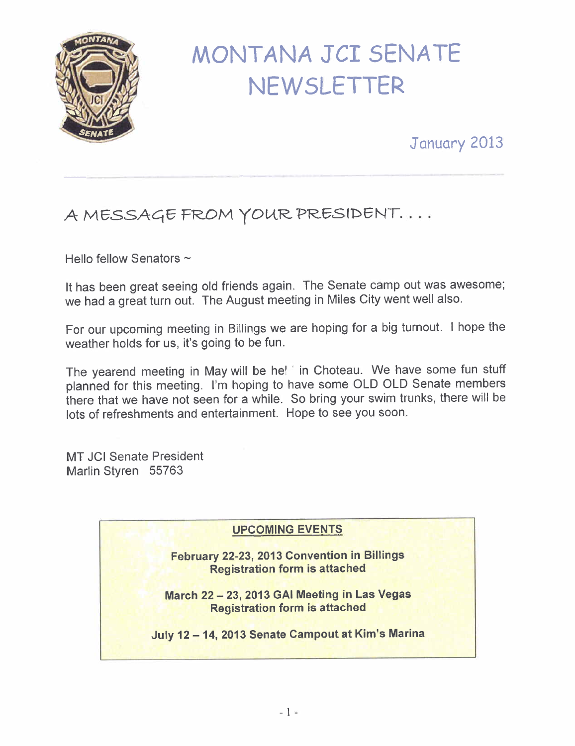// This is a wire-format, not a rendering demo.
# MONTANA JCI SENATE NEWSLETTER

January 2013

## A MESSAGE FROM YOUR PRESIDENT. . . .

Hello fellow Senators ~

It has been great seeing old friends again. The Senate camp out was awesome; we had a great turn out. The August meeting in Miles City went well also.

For our upcoming meeting in Billings we are hoping for a big turnout. I hope the weather holds for us, it's going to be fun.

The yearend meeting in May will be held in Choteau. We have some fun stuff planned for this meeting. I'm hoping to have some OLD OLD Senate members there that we have not seen for a while. So bring your swim trunks, there will be lots of refreshments and entertainment. Hope to see you soon.

MT JCI Senate President
Marlin Styren 55763

**UPCOMING EVENTS**

**February 22-23, 2013 Convention in Billings**
**Registration form is attached**

**March 22 – 23, 2013 GAI Meeting in Las Vegas**
**Registration form is attached**

**July 12 – 14, 2013 Senate Campout at Kim's Marina**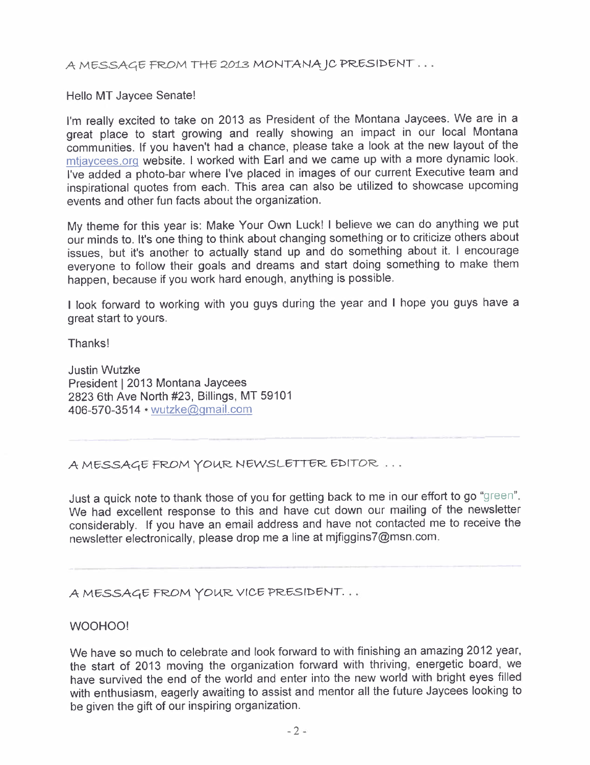## A MESSAGE FROM THE 2013 MONTANA JC PRESIDENT . . .

Hello MT Jaycee Senate!

I'm really excited to take on 2013 as President of the Montana Jaycees. We are in a great place to start growing and really showing an impact in our local Montana communities. If you haven't had a chance, please take a look at the new layout of the mtjaycees.org website. I worked with Earl and we came up with a more dynamic look. I've added a photo-bar where I've placed in images of our current Executive team and inspirational quotes from each. This area can also be utilized to showcase upcoming events and other fun facts about the organization.

My theme for this year is: Make Your Own Luck! I believe we can do anything we put our minds to. It's one thing to think about changing something or to criticize others about issues, but it's another to actually stand up and do something about it. I encourage everyone to follow their goals and dreams and start doing something to make them happen, because if you work hard enough, anything is possible.

I look forward to working with you guys during the year and I hope you guys have a great start to yours.

Thanks!

Justin Wutzke
President | 2013 Montana Jaycees
2823 6th Ave North #23, Billings, MT 59101
406-570-3514 • wutzke@gmail.com

---

## A MESSAGE FROM YOUR NEWSLETTER EDITOR . . .

Just a quick note to thank those of you for getting back to me in our effort to go "green". We had excellent response to this and have cut down our mailing of the newsletter considerably. If you have an email address and have not contacted me to receive the newsletter electronically, please drop me a line at mjfiggins7@msn.com.

---

## A MESSAGE FROM YOUR VICE PRESIDENT. . .

WOOHOO!

We have so much to celebrate and look forward to with finishing an amazing 2012 year, the start of 2013 moving the organization forward with thriving, energetic board, we have survived the end of the world and enter into the new world with bright eyes filled with enthusiasm, eagerly awaiting to assist and mentor all the future Jaycees looking to be given the gift of our inspiring organization.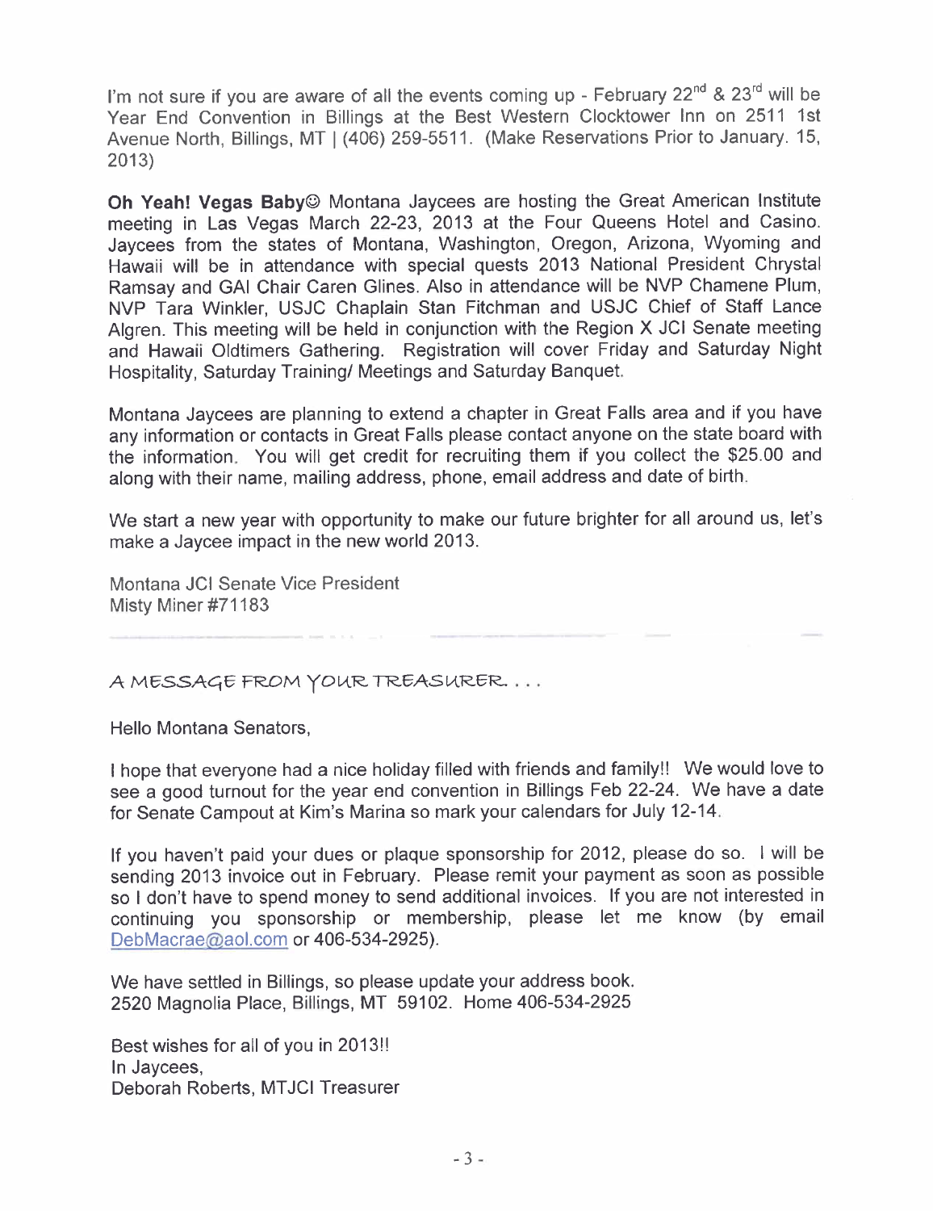I'm not sure if you are aware of all the events coming up - February 22nd & 23rd will be Year End Convention in Billings at the Best Western Clocktower Inn on 2511 1st Avenue North, Billings, MT | (406) 259-5511. (Make Reservations Prior to January. 15, 2013)

**Oh Yeah! Vegas Baby**☺ Montana Jaycees are hosting the Great American Institute meeting in Las Vegas March 22-23, 2013 at the Four Queens Hotel and Casino. Jaycees from the states of Montana, Washington, Oregon, Arizona, Wyoming and Hawaii will be in attendance with special quests 2013 National President Chrystal Ramsay and GAI Chair Caren Glines. Also in attendance will be NVP Chamene Plum, NVP Tara Winkler, USJC Chaplain Stan Fitchman and USJC Chief of Staff Lance Algren. This meeting will be held in conjunction with the Region X JCI Senate meeting and Hawaii Oldtimers Gathering. Registration will cover Friday and Saturday Night Hospitality, Saturday Training/ Meetings and Saturday Banquet.

Montana Jaycees are planning to extend a chapter in Great Falls area and if you have any information or contacts in Great Falls please contact anyone on the state board with the information. You will get credit for recruiting them if you collect the $25.00 and along with their name, mailing address, phone, email address and date of birth.

We start a new year with opportunity to make our future brighter for all around us, let's make a Jaycee impact in the new world 2013.

Montana JCI Senate Vice President
Misty Miner #71183

---

A MESSAGE FROM YOUR TREASURER . . .

Hello Montana Senators,

I hope that everyone had a nice holiday filled with friends and family!! We would love to see a good turnout for the year end convention in Billings Feb 22-24. We have a date for Senate Campout at Kim's Marina so mark your calendars for July 12-14.

If you haven't paid your dues or plaque sponsorship for 2012, please do so. I will be sending 2013 invoice out in February. Please remit your payment as soon as possible so I don't have to spend money to send additional invoices. If you are not interested in continuing you sponsorship or membership, please let me know (by email DebMacrae@aol.com or 406-534-2925).

We have settled in Billings, so please update your address book.
2520 Magnolia Place, Billings, MT 59102. Home 406-534-2925

Best wishes for all of you in 2013!!
In Jaycees,
Deborah Roberts, MTJCI Treasurer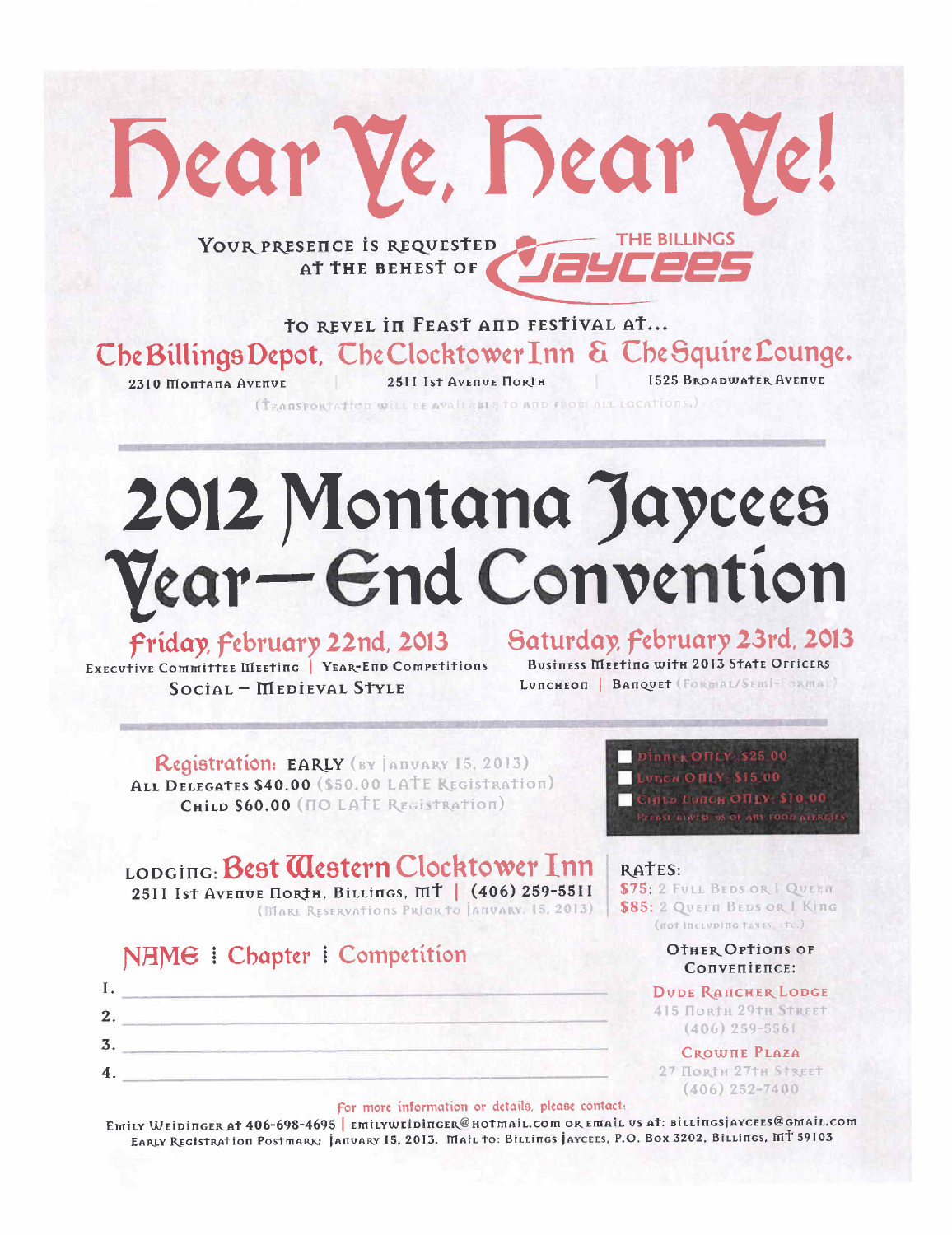# Hear Ye, Hear Ye!

Your presence is requested at the behest of THE BILLINGS Jaycees

to revel in Feast and festival at...

**The Billings Depot, The Clocktower Inn & The Squire Lounge.**

2310 Montana Avenue | 2511 1st Avenue North | 1525 Broadwater Avenue

(Transportation will be available to and from all locations.)

# 2012 Montana Jaycees Year—End Convention

## Friday, February 22nd, 2013

Executive Committee Meeting | Year-End Competitions

Social – Medieval Style

## Saturday, February 23rd, 2013

Business Meeting with 2013 State Officers

Luncheon | Banquet (Formal/Semi-Formal)

**Registration:** **EARLY** (by January 15, 2013)

**All Delegates $40.00** ($50.00 Late Registration)

**Child $60.00** (no Late Registration)

- Dinner ONLY: $25.00
- Lunch ONLY: $15.00
- Child Lunch ONLY: $10.00

Please advise us of any food allergies

**Lodging: Best Western Clocktower Inn**

2511 1st Avenue North, Billings, MT | (406) 259-5511

(Make Reservations Prior to January 15, 2013)

**Rates:**

$75: 2 Full Beds or 1 Queen

$85: 2 Queen Beds or 1 King

(not including taxes, etc.)

**Other Options of Convenience:**

Dude Rancher Lodge
415 North 29th Street
(406) 259-5561

Crowne Plaza
27 North 27th Street
(406) 252-7400

## NAME : Chapter : Competition

1. ______________________________
2. ______________________________
3. ______________________________
4. ______________________________

For more information or details, please contact:

Emily Weidinger at 406-698-4695 | emilyweidinger@hotmail.com or email us at: billingsjaycees@gmail.com

Early Registration Postmark: January 15, 2013. Mail to: Billings Jaycees, P.O. Box 3202, Billings, MT 59103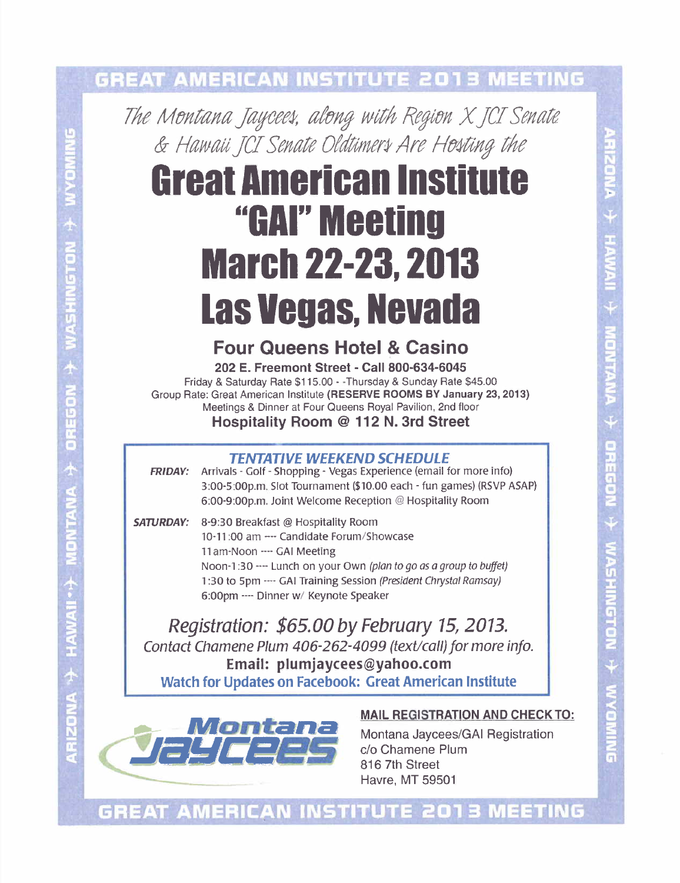# GREAT AMERICAN INSTITUTE 2013 MEETING

*The Montana Jaycees, along with Region X JCI Senate & Hawaii JCI Senate Oldtimers Are Hosting the*

# Great American Institute "GAI" Meeting March 22-23, 2013 Las Vegas, Nevada

## Four Queens Hotel & Casino

**202 E. Freemont Street - Call 800-634-6045**

Friday & Saturday Rate $115.00 - -Thursday & Sunday Rate $45.00

Group Rate: Great American Institute **(RESERVE ROOMS BY January 23, 2013)**

Meetings & Dinner at Four Queens Royal Pavilion, 2nd floor

**Hospitality Room @ 112 N. 3rd Street**

### TENTATIVE WEEKEND SCHEDULE

***FRIDAY:***
- Arrivals - Golf - Shopping - Vegas Experience (email for more info)
- 3:00-5:00p.m. Slot Tournament ($10.00 each - fun games) (RSVP ASAP)
- 6:00-9:00p.m. Joint Welcome Reception @ Hospitality Room

***SATURDAY:***
- 8-9:30 Breakfast @ Hospitality Room
- 10-11:00 am --- Candidate Forum/Showcase
- 11am-Noon ---- GAI Meeting
- Noon-1:30 ---- Lunch on your Own *(plan to go as a group to buffet)*
- 1:30 to 5pm ---- GAI Training Session *(President Chrystal Ramsay)*
- 6:00pm ---- Dinner w/ Keynote Speaker

*Registration: $65.00 by February 15, 2013.*

*Contact Chamene Plum 406-262-4099 (text/call) for more info.*

**Email: plumjaycees@yahoo.com**

**Watch for Updates on Facebook: Great American Institute**

Montana Jaycees

**MAIL REGISTRATION AND CHECK TO:**

Montana Jaycees/GAI Registration
c/o Chamene Plum
816 7th Street
Havre, MT 59501

ARIZONA ✈ HAWAII ✈ MONTANA ✈ OREGON ✈ WASHINGTON ✈ WYOMING

GREAT AMERICAN INSTITUTE 2013 MEETING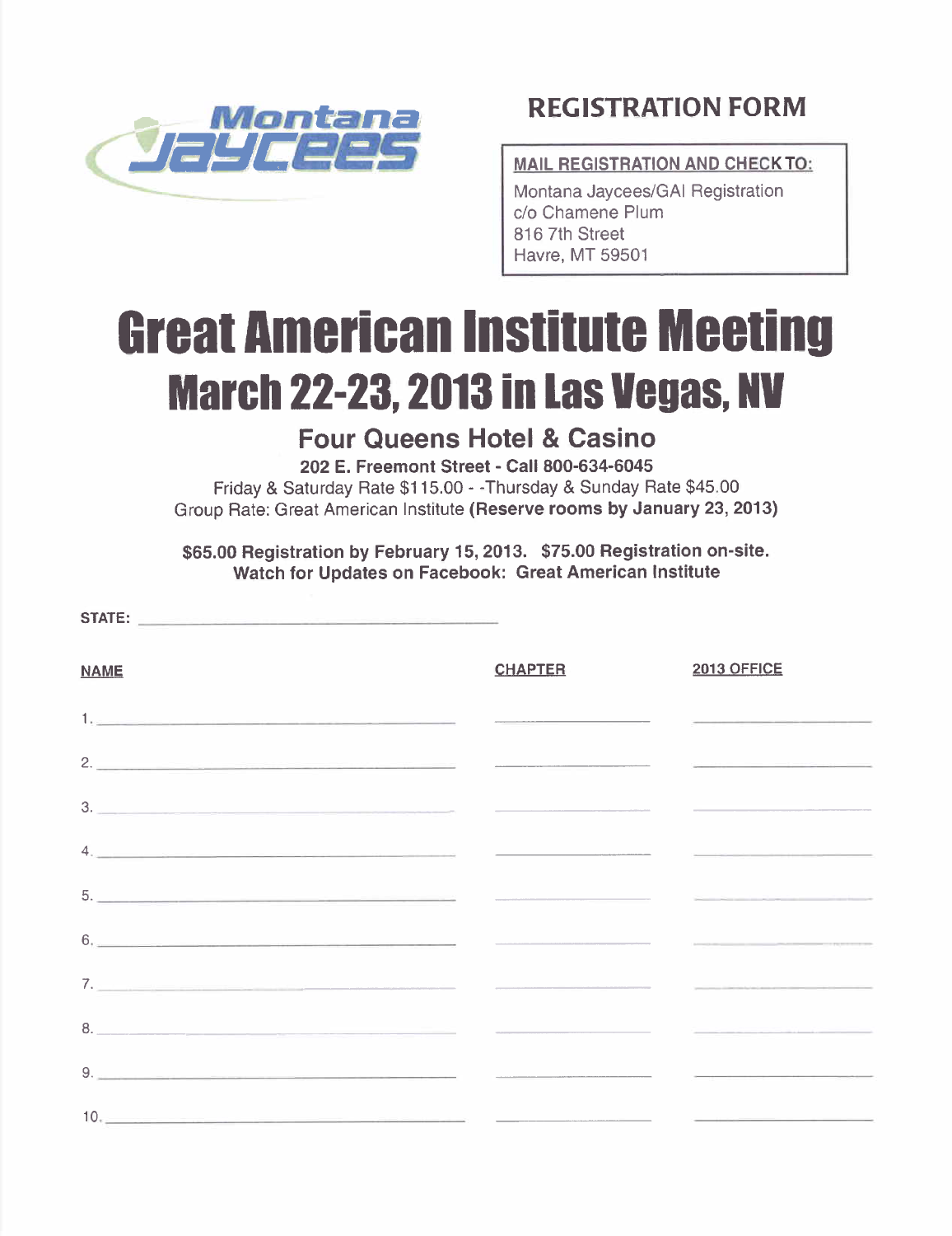Montana Jaycees

## REGISTRATION FORM

**MAIL REGISTRATION AND CHECK TO:**

Montana Jaycees/GAI Registration
c/o Chamene Plum
816 7th Street
Havre, MT 59501

# Great American Institute Meeting

# March 22-23, 2013 in Las Vegas, NV

## Four Queens Hotel & Casino

**202 E. Freemont Street - Call 800-634-6045**

Friday & Saturday Rate $115.00 - -Thursday & Sunday Rate $45.00

Group Rate: Great American Institute **(Reserve rooms by January 23, 2013)**

**$65.00 Registration by February 15, 2013. $75.00 Registration on-site.**

**Watch for Updates on Facebook: Great American Institute**

**STATE:** ______________________

| NAME | CHAPTER | 2013 OFFICE |
|---|---|---|
| 1. | | |
| 2. | | |
| 3. | | |
| 4. | | |
| 5. | | |
| 6. | | |
| 7. | | |
| 8. | | |
| 9. | | |
| 10. | | |